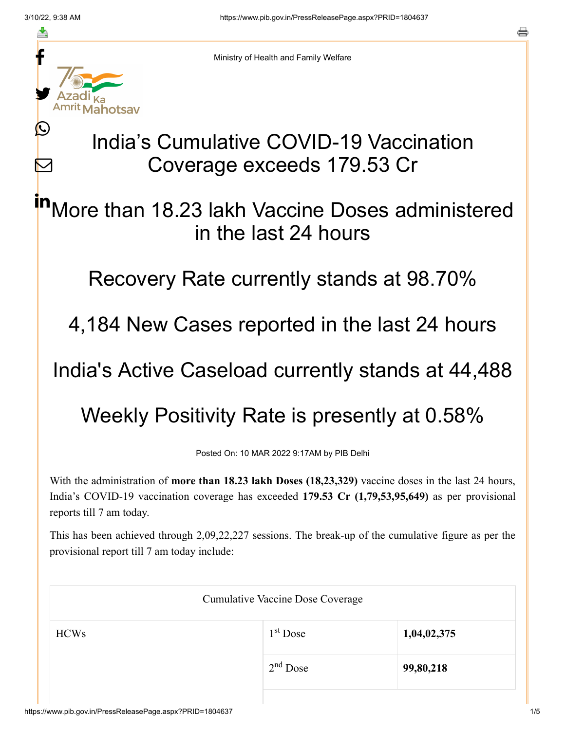Ministry of Health and Family Welfare

# India's Cumulative COVID-19 Vaccination Coverage exceeds 179.53 Cr

## More than 18.23 lakh Vaccine Doses administered in the last 24 hours

## Recovery Rate currently stands at 98.70%

## 4,184 New Cases reported in the last 24 hours

## India's Active Caseload currently stands at 44,488

## Weekly Positivity Rate is presently at 0.58%

Posted On: 10 MAR 2022 9:17AM by PIB Delhi

With the administration of **more than 18.23 lakh Doses (18,23,329)** vaccine doses in the last 24 hours, India's COVID-19 vaccination coverage has exceeded **179.53 Cr (1,79,53,95,649)** as per provisional reports till 7 am today.

This has been achieved through 2,09,22,227 sessions. The break-up of the cumulative figure as per the provisional report till 7 am today include:

| Cumulative Vaccine Dose Coverage | | |
|---|---|---|
| HCWs | 1st Dose | **1,04,02,375** |
| | 2nd Dose | **99,80,218** |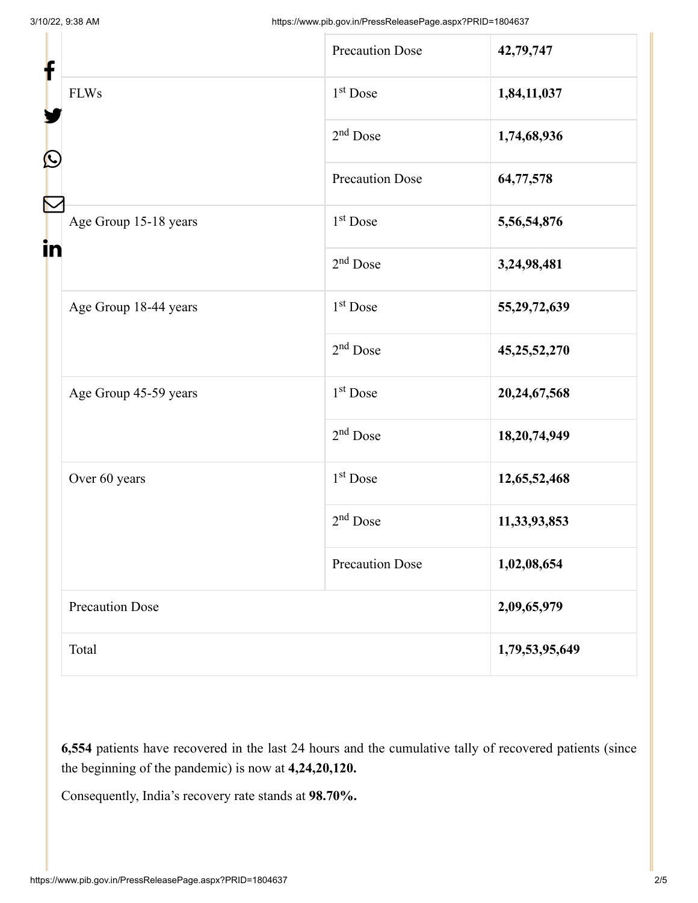| | | |
|---|---|---|
| | Precaution Dose | **42,79,747** |
| FLWs | 1st Dose | **1,84,11,037** |
| | 2nd Dose | **1,74,68,936** |
| | Precaution Dose | **64,77,578** |
| Age Group 15-18 years | 1st Dose | **5,56,54,876** |
| | 2nd Dose | **3,24,98,481** |
| Age Group 18-44 years | 1st Dose | **55,29,72,639** |
| | 2nd Dose | **45,25,52,270** |
| Age Group 45-59 years | 1st Dose | **20,24,67,568** |
| | 2nd Dose | **18,20,74,949** |
| Over 60 years | 1st Dose | **12,65,52,468** |
| | 2nd Dose | **11,33,93,853** |
| | Precaution Dose | **1,02,08,654** |
| Precaution Dose | | **2,09,65,979** |
| Total | | **1,79,53,95,649** |

**6,554** patients have recovered in the last 24 hours and the cumulative tally of recovered patients (since the beginning of the pandemic) is now at **4,24,20,120.**

Consequently, India's recovery rate stands at **98.70%.**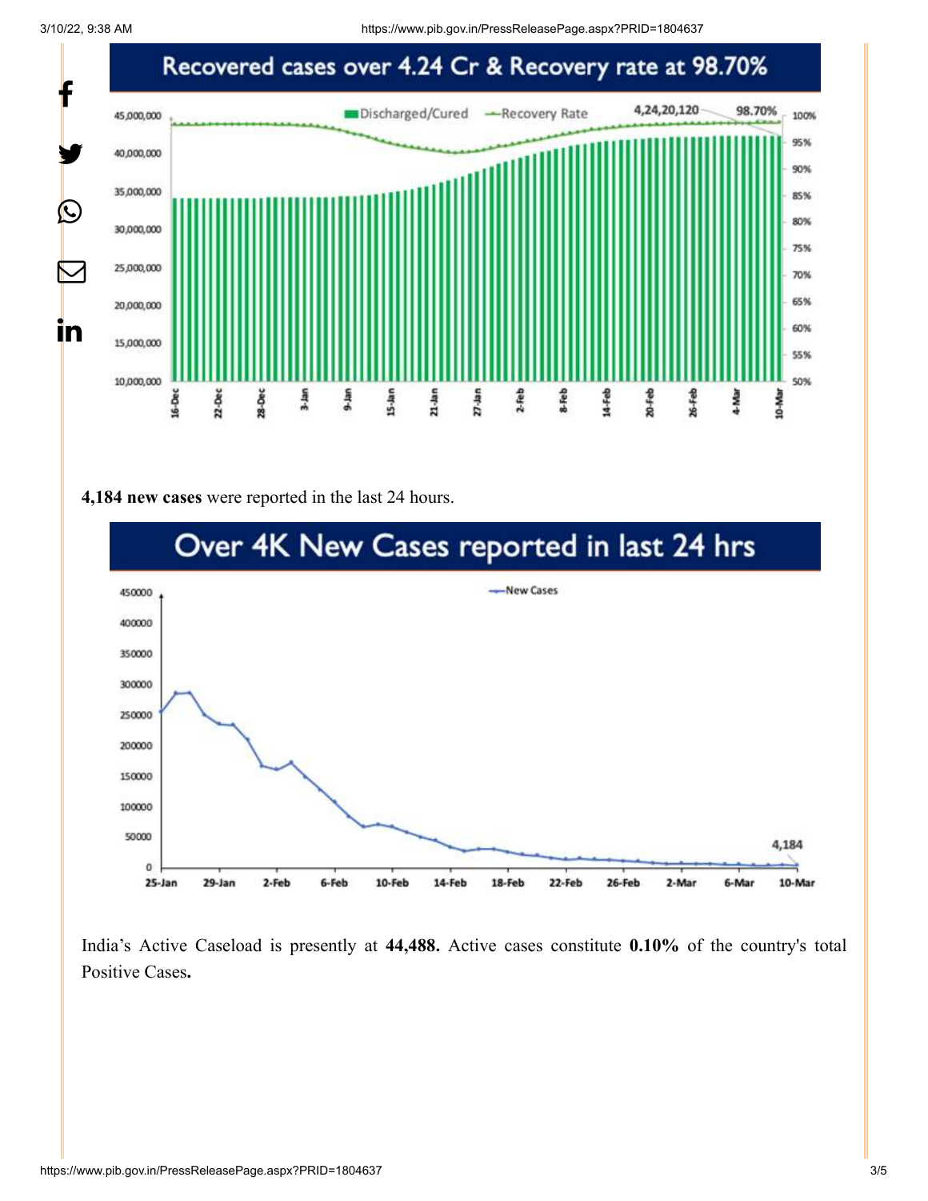**Recovered cases over 4.24 Cr & Recovery rate at 98.70%**

**4,184 new cases** were reported in the last 24 hours.

**Over 4K New Cases reported in last 24 hrs**

India's Active Caseload is presently at **44,488.** Active cases constitute **0.10%** of the country's total Positive Cases**.**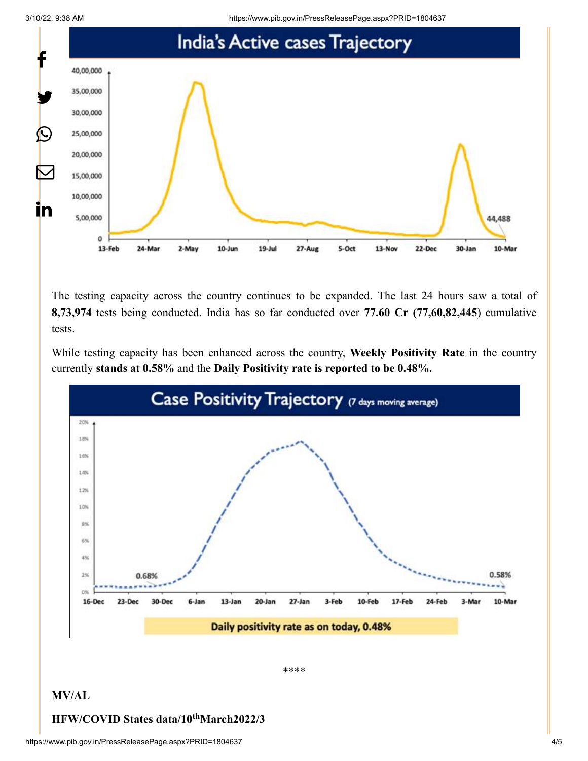The testing capacity across the country continues to be expanded. The last 24 hours saw a total of **8,73,974** tests being conducted. India has so far conducted over **77.60 Cr (77,60,82,445**) cumulative tests.

While testing capacity has been enhanced across the country, **Weekly Positivity Rate** in the country currently **stands at 0.58%** and the **Daily Positivity rate is reported to be 0.48%.**

\*\*\*\*

**MV/AL**

**HFW/COVID States data/10[th]March2022/3**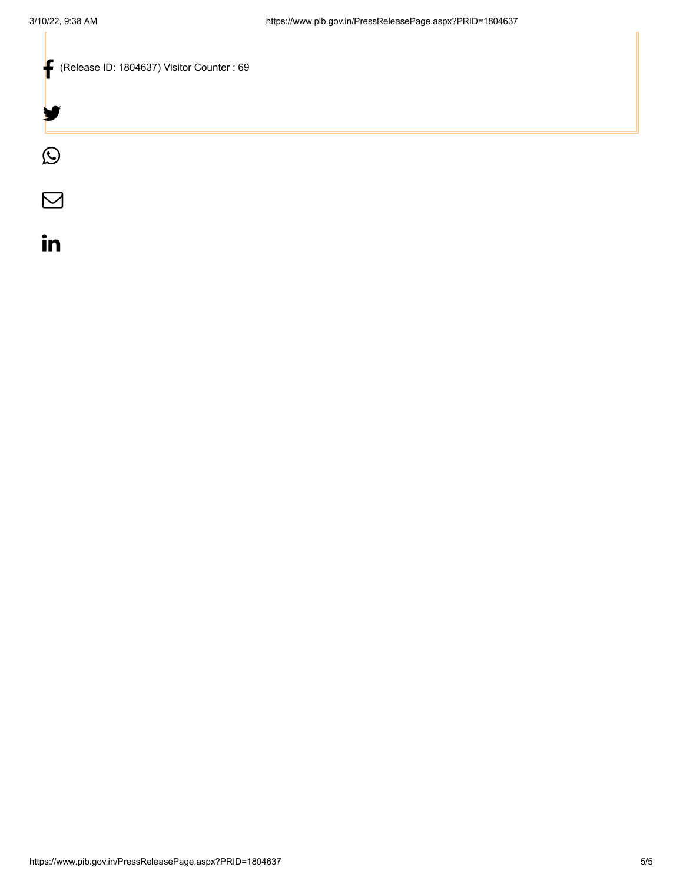(Release ID: 1804637) Visitor Counter : 69